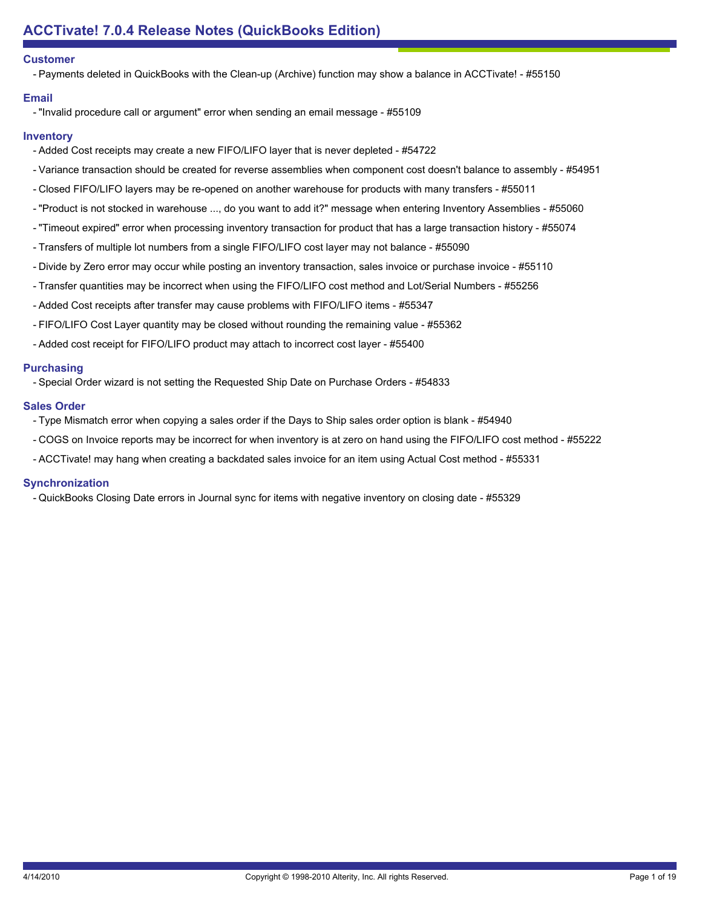# ACCTivate! 7.0.4 Release Notes (QuickBooks Edition)

## Customer

- Payments deleted in QuickBooks with the Clean-up (Archive) function may show a balance in ACCTivate! - #55150

## Email

- "Invalid procedure call or argument" error when sending an email message - #55109

## Inventory

- Added Cost receipts may create a new FIFO/LIFO layer that is never depleted - #54722
- Variance transaction should be created for reverse assemblies when component cost doesn't balance to assembly - #54951
- Closed FIFO/LIFO layers may be re-opened on another warehouse for products with many transfers - #55011
- "Product is not stocked in warehouse ..., do you want to add it?" message when entering Inventory Assemblies - #55060
- "Timeout expired" error when processing inventory transaction for product that has a large transaction history - #55074
- Transfers of multiple lot numbers from a single FIFO/LIFO cost layer may not balance - #55090
- Divide by Zero error may occur while posting an inventory transaction, sales invoice or purchase invoice - #55110
- Transfer quantities may be incorrect when using the FIFO/LIFO cost method and Lot/Serial Numbers - #55256
- Added Cost receipts after transfer may cause problems with FIFO/LIFO items - #55347
- FIFO/LIFO Cost Layer quantity may be closed without rounding the remaining value - #55362
- Added cost receipt for FIFO/LIFO product may attach to incorrect cost layer - #55400

## Purchasing

- Special Order wizard is not setting the Requested Ship Date on Purchase Orders - #54833

## Sales Order

- Type Mismatch error when copying a sales order if the Days to Ship sales order option is blank - #54940
- COGS on Invoice reports may be incorrect for when inventory is at zero on hand using the FIFO/LIFO cost method - #55222
- ACCTivate! may hang when creating a backdated sales invoice for an item using Actual Cost method - #55331

## Synchronization

- QuickBooks Closing Date errors in Journal sync for items with negative inventory on closing date - #55329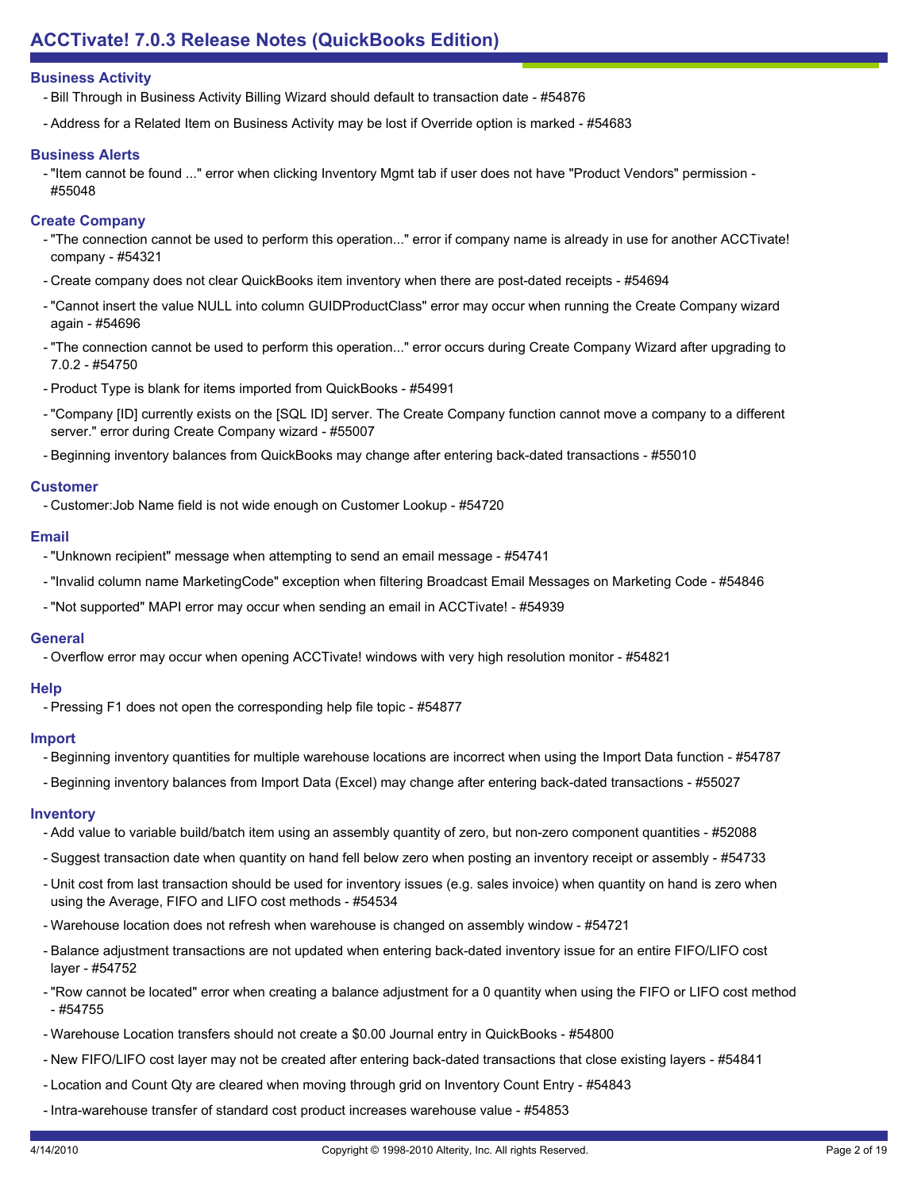# ACCTivate! 7.0.3 Release Notes (QuickBooks Edition)

## Business Activity

- Bill Through in Business Activity Billing Wizard should default to transaction date - #54876
- Address for a Related Item on Business Activity may be lost if Override option is marked - #54683

## Business Alerts

- "Item cannot be found ..." error when clicking Inventory Mgmt tab if user does not have "Product Vendors" permission - #55048

## Create Company

- "The connection cannot be used to perform this operation..." error if company name is already in use for another ACCTivate! company - #54321
- Create company does not clear QuickBooks item inventory when there are post-dated receipts - #54694
- "Cannot insert the value NULL into column GUIDProductClass" error may occur when running the Create Company wizard again - #54696
- "The connection cannot be used to perform this operation..." error occurs during Create Company Wizard after upgrading to 7.0.2 - #54750
- Product Type is blank for items imported from QuickBooks - #54991
- "Company [ID] currently exists on the [SQL ID] server. The Create Company function cannot move a company to a different server." error during Create Company wizard - #55007
- Beginning inventory balances from QuickBooks may change after entering back-dated transactions - #55010

## Customer

- Customer:Job Name field is not wide enough on Customer Lookup - #54720

## Email

- "Unknown recipient" message when attempting to send an email message - #54741
- "Invalid column name MarketingCode" exception when filtering Broadcast Email Messages on Marketing Code - #54846
- "Not supported" MAPI error may occur when sending an email in ACCTivate! - #54939

## General

- Overflow error may occur when opening ACCTivate! windows with very high resolution monitor - #54821

## Help

- Pressing F1 does not open the corresponding help file topic - #54877

## Import

- Beginning inventory quantities for multiple warehouse locations are incorrect when using the Import Data function - #54787
- Beginning inventory balances from Import Data (Excel) may change after entering back-dated transactions - #55027

## Inventory

- Add value to variable build/batch item using an assembly quantity of zero, but non-zero component quantities - #52088
- Suggest transaction date when quantity on hand fell below zero when posting an inventory receipt or assembly - #54733
- Unit cost from last transaction should be used for inventory issues (e.g. sales invoice) when quantity on hand is zero when using the Average, FIFO and LIFO cost methods - #54534
- Warehouse location does not refresh when warehouse is changed on assembly window - #54721
- Balance adjustment transactions are not updated when entering back-dated inventory issue for an entire FIFO/LIFO cost layer - #54752
- "Row cannot be located" error when creating a balance adjustment for a 0 quantity when using the FIFO or LIFO cost method - #54755
- Warehouse Location transfers should not create a $0.00 Journal entry in QuickBooks - #54800
- New FIFO/LIFO cost layer may not be created after entering back-dated transactions that close existing layers - #54841
- Location and Count Qty are cleared when moving through grid on Inventory Count Entry - #54843
- Intra-warehouse transfer of standard cost product increases warehouse value - #54853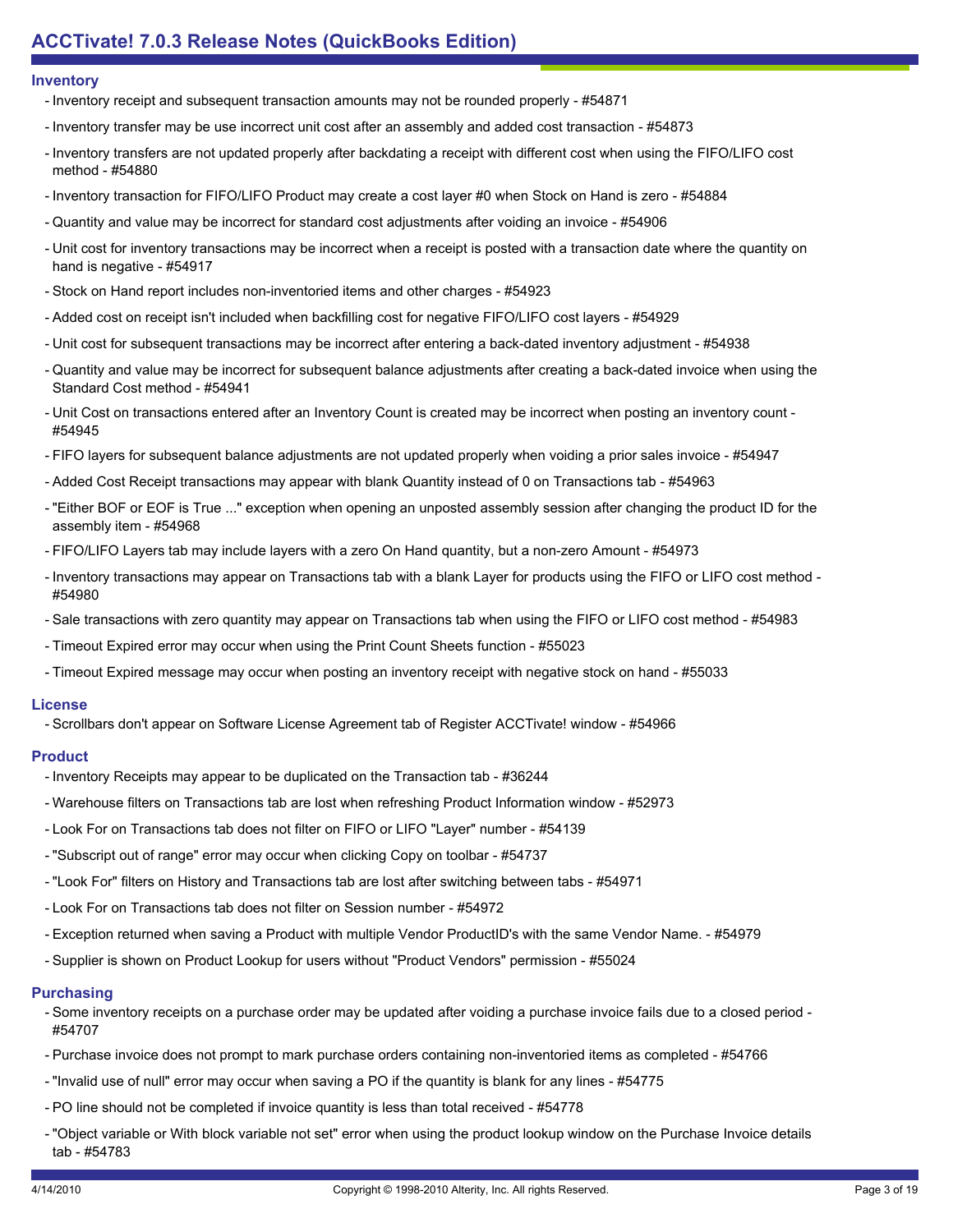## Inventory

- Inventory receipt and subsequent transaction amounts may not be rounded properly - #54871
- Inventory transfer may be use incorrect unit cost after an assembly and added cost transaction - #54873
- Inventory transfers are not updated properly after backdating a receipt with different cost when using the FIFO/LIFO cost method - #54880
- Inventory transaction for FIFO/LIFO Product may create a cost layer #0 when Stock on Hand is zero - #54884
- Quantity and value may be incorrect for standard cost adjustments after voiding an invoice - #54906
- Unit cost for inventory transactions may be incorrect when a receipt is posted with a transaction date where the quantity on hand is negative - #54917
- Stock on Hand report includes non-inventoried items and other charges - #54923
- Added cost on receipt isn't included when backfilling cost for negative FIFO/LIFO cost layers - #54929
- Unit cost for subsequent transactions may be incorrect after entering a back-dated inventory adjustment - #54938
- Quantity and value may be incorrect for subsequent balance adjustments after creating a back-dated invoice when using the Standard Cost method - #54941
- Unit Cost on transactions entered after an Inventory Count is created may be incorrect when posting an inventory count - #54945
- FIFO layers for subsequent balance adjustments are not updated properly when voiding a prior sales invoice - #54947
- Added Cost Receipt transactions may appear with blank Quantity instead of 0 on Transactions tab - #54963
- "Either BOF or EOF is True ..." exception when opening an unposted assembly session after changing the product ID for the assembly item - #54968
- FIFO/LIFO Layers tab may include layers with a zero On Hand quantity, but a non-zero Amount - #54973
- Inventory transactions may appear on Transactions tab with a blank Layer for products using the FIFO or LIFO cost method - #54980
- Sale transactions with zero quantity may appear on Transactions tab when using the FIFO or LIFO cost method - #54983
- Timeout Expired error may occur when using the Print Count Sheets function - #55023
- Timeout Expired message may occur when posting an inventory receipt with negative stock on hand - #55033

## License

- Scrollbars don't appear on Software License Agreement tab of Register ACCTivate! window - #54966

## Product

- Inventory Receipts may appear to be duplicated on the Transaction tab - #36244
- Warehouse filters on Transactions tab are lost when refreshing Product Information window - #52973
- Look For on Transactions tab does not filter on FIFO or LIFO "Layer" number - #54139
- "Subscript out of range" error may occur when clicking Copy on toolbar - #54737
- "Look For" filters on History and Transactions tab are lost after switching between tabs - #54971
- Look For on Transactions tab does not filter on Session number - #54972
- Exception returned when saving a Product with multiple Vendor ProductID's with the same Vendor Name. - #54979
- Supplier is shown on Product Lookup for users without "Product Vendors" permission - #55024

## Purchasing

- Some inventory receipts on a purchase order may be updated after voiding a purchase invoice fails due to a closed period - #54707
- Purchase invoice does not prompt to mark purchase orders containing non-inventoried items as completed - #54766
- "Invalid use of null" error may occur when saving a PO if the quantity is blank for any lines - #54775
- PO line should not be completed if invoice quantity is less than total received - #54778
- "Object variable or With block variable not set" error when using the product lookup window on the Purchase Invoice details tab - #54783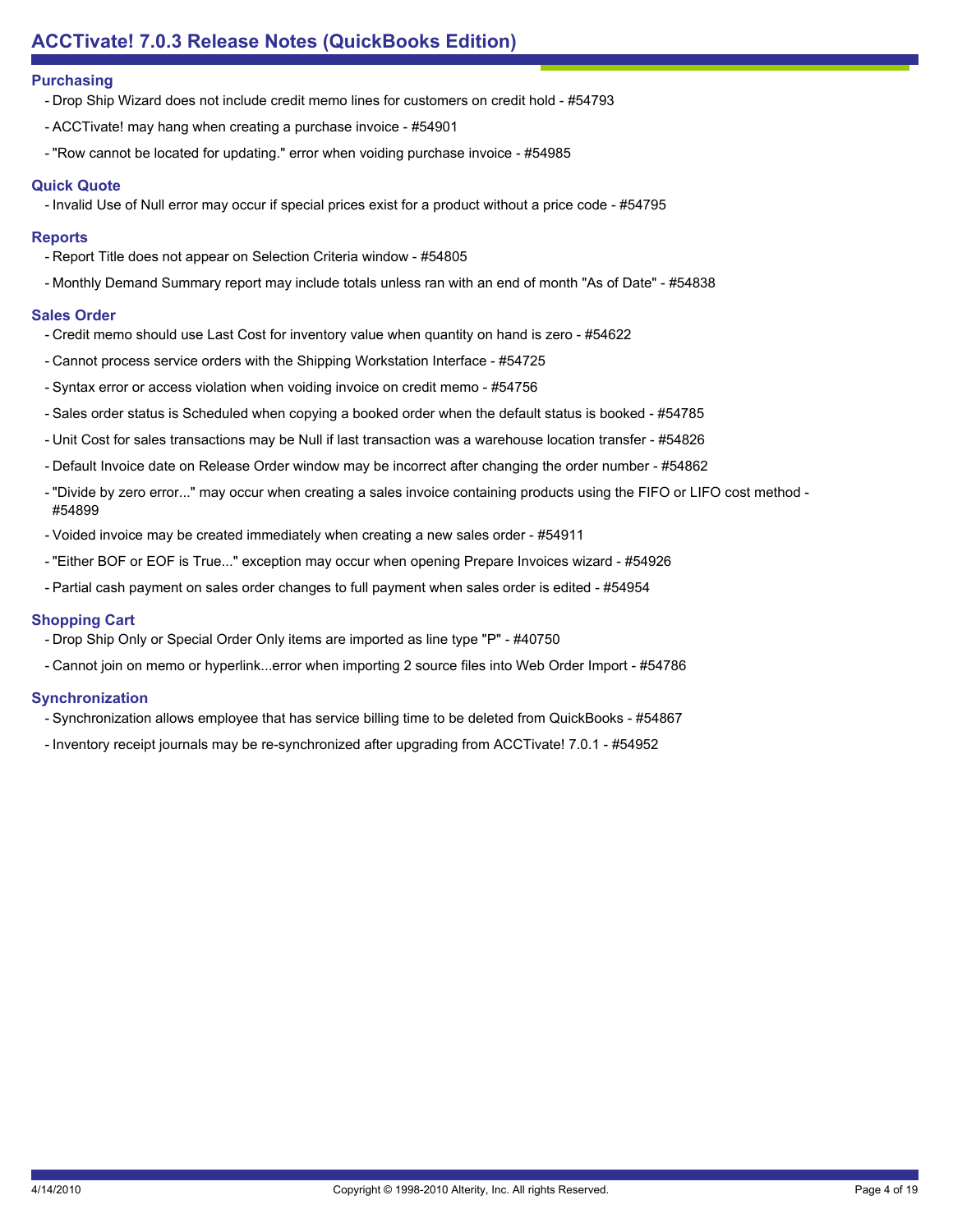## Purchasing

- Drop Ship Wizard does not include credit memo lines for customers on credit hold - #54793
- ACCTivate! may hang when creating a purchase invoice - #54901
- "Row cannot be located for updating." error when voiding purchase invoice - #54985

## Quick Quote

- Invalid Use of Null error may occur if special prices exist for a product without a price code - #54795

## Reports

- Report Title does not appear on Selection Criteria window - #54805
- Monthly Demand Summary report may include totals unless ran with an end of month "As of Date" - #54838

## Sales Order

- Credit memo should use Last Cost for inventory value when quantity on hand is zero - #54622
- Cannot process service orders with the Shipping Workstation Interface - #54725
- Syntax error or access violation when voiding invoice on credit memo - #54756
- Sales order status is Scheduled when copying a booked order when the default status is booked - #54785
- Unit Cost for sales transactions may be Null if last transaction was a warehouse location transfer - #54826
- Default Invoice date on Release Order window may be incorrect after changing the order number - #54862
- "Divide by zero error..." may occur when creating a sales invoice containing products using the FIFO or LIFO cost method - #54899
- Voided invoice may be created immediately when creating a new sales order - #54911
- "Either BOF or EOF is True..." exception may occur when opening Prepare Invoices wizard - #54926
- Partial cash payment on sales order changes to full payment when sales order is edited - #54954

## Shopping Cart

- Drop Ship Only or Special Order Only items are imported as line type "P" - #40750
- Cannot join on memo or hyperlink...error when importing 2 source files into Web Order Import - #54786

## Synchronization

- Synchronization allows employee that has service billing time to be deleted from QuickBooks - #54867
- Inventory receipt journals may be re-synchronized after upgrading from ACCTivate! 7.0.1 - #54952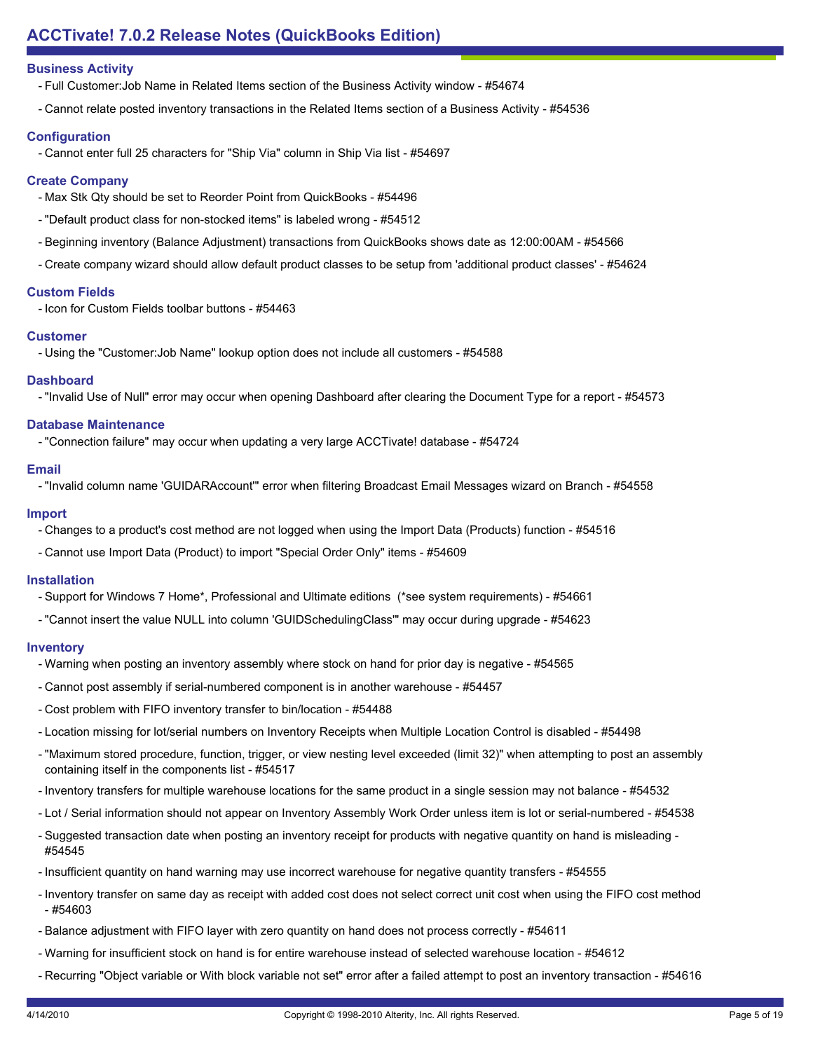## Business Activity

- Full Customer:Job Name in Related Items section of the Business Activity window - #54674
- Cannot relate posted inventory transactions in the Related Items section of a Business Activity - #54536

## Configuration

- Cannot enter full 25 characters for "Ship Via" column in Ship Via list - #54697

## Create Company

- Max Stk Qty should be set to Reorder Point from QuickBooks - #54496
- "Default product class for non-stocked items" is labeled wrong - #54512
- Beginning inventory (Balance Adjustment) transactions from QuickBooks shows date as 12:00:00AM - #54566
- Create company wizard should allow default product classes to be setup from 'additional product classes' - #54624

## Custom Fields

- Icon for Custom Fields toolbar buttons - #54463

## Customer

- Using the "Customer:Job Name" lookup option does not include all customers - #54588

## Dashboard

- "Invalid Use of Null" error may occur when opening Dashboard after clearing the Document Type for a report - #54573

## Database Maintenance

- "Connection failure" may occur when updating a very large ACCTivate! database - #54724

## Email

- "Invalid column name 'GUIDARAccount'" error when filtering Broadcast Email Messages wizard on Branch - #54558

## Import

- Changes to a product's cost method are not logged when using the Import Data (Products) function - #54516
- Cannot use Import Data (Product) to import "Special Order Only" items - #54609

## Installation

- Support for Windows 7 Home*, Professional and Ultimate editions (*see system requirements) - #54661
- "Cannot insert the value NULL into column 'GUIDSchedulingClass'" may occur during upgrade - #54623

## Inventory

- Warning when posting an inventory assembly where stock on hand for prior day is negative - #54565
- Cannot post assembly if serial-numbered component is in another warehouse - #54457
- Cost problem with FIFO inventory transfer to bin/location - #54488
- Location missing for lot/serial numbers on Inventory Receipts when Multiple Location Control is disabled - #54498
- "Maximum stored procedure, function, trigger, or view nesting level exceeded (limit 32)" when attempting to post an assembly containing itself in the components list - #54517
- Inventory transfers for multiple warehouse locations for the same product in a single session may not balance - #54532
- Lot / Serial information should not appear on Inventory Assembly Work Order unless item is lot or serial-numbered - #54538
- Suggested transaction date when posting an inventory receipt for products with negative quantity on hand is misleading - #54545
- Insufficient quantity on hand warning may use incorrect warehouse for negative quantity transfers - #54555
- Inventory transfer on same day as receipt with added cost does not select correct unit cost when using the FIFO cost method - #54603
- Balance adjustment with FIFO layer with zero quantity on hand does not process correctly - #54611
- Warning for insufficient stock on hand is for entire warehouse instead of selected warehouse location - #54612
- Recurring "Object variable or With block variable not set" error after a failed attempt to post an inventory transaction - #54616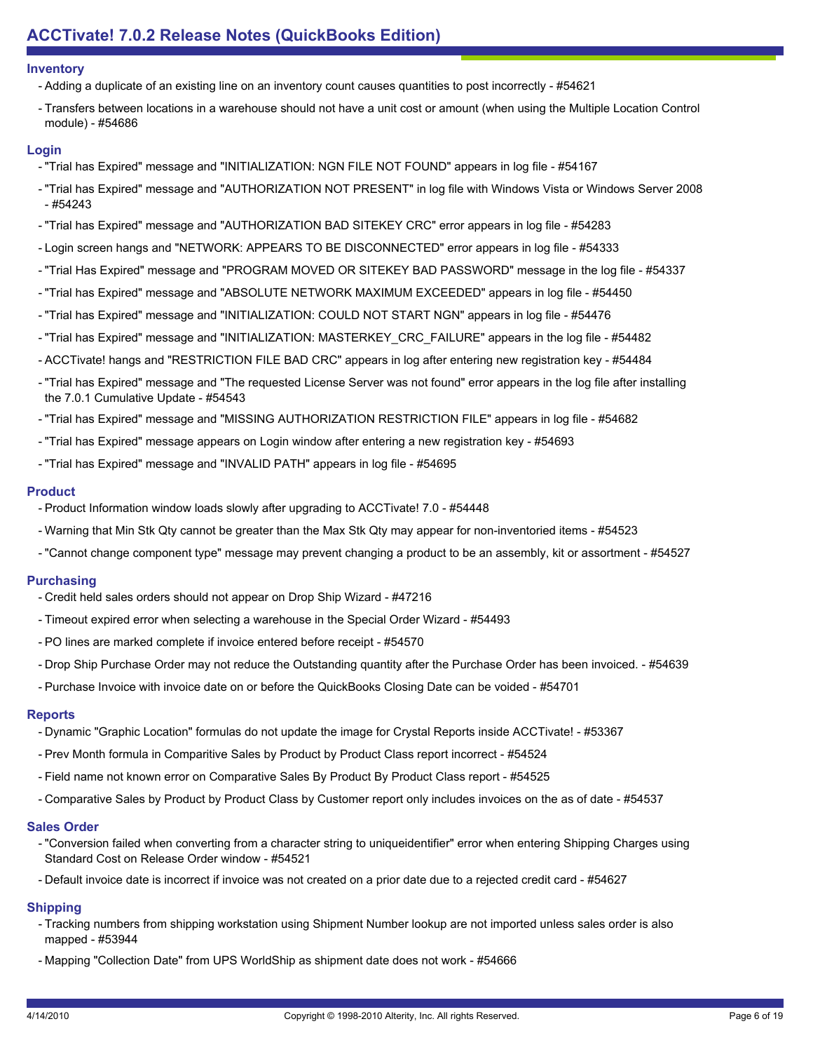## Inventory

- Adding a duplicate of an existing line on an inventory count causes quantities to post incorrectly - #54621
- Transfers between locations in a warehouse should not have a unit cost or amount (when using the Multiple Location Control module) - #54686

## Login

- "Trial has Expired" message and "INITIALIZATION: NGN FILE NOT FOUND" appears in log file - #54167
- "Trial has Expired" message and "AUTHORIZATION NOT PRESENT" in log file with Windows Vista or Windows Server 2008 - #54243
- "Trial has Expired" message and "AUTHORIZATION BAD SITEKEY CRC" error appears in log file - #54283
- Login screen hangs and "NETWORK: APPEARS TO BE DISCONNECTED" error appears in log file - #54333
- "Trial Has Expired" message and "PROGRAM MOVED OR SITEKEY BAD PASSWORD" message in the log file - #54337
- "Trial has Expired" message and "ABSOLUTE NETWORK MAXIMUM EXCEEDED" appears in log file - #54450
- "Trial has Expired" message and "INITIALIZATION: COULD NOT START NGN" appears in log file - #54476
- "Trial has Expired" message and "INITIALIZATION: MASTERKEY_CRC_FAILURE" appears in the log file - #54482
- ACCTivate! hangs and "RESTRICTION FILE BAD CRC" appears in log after entering new registration key - #54484
- "Trial has Expired" message and "The requested License Server was not found" error appears in the log file after installing the 7.0.1 Cumulative Update - #54543
- "Trial has Expired" message and "MISSING AUTHORIZATION RESTRICTION FILE" appears in log file - #54682
- "Trial has Expired" message appears on Login window after entering a new registration key - #54693
- "Trial has Expired" message and "INVALID PATH" appears in log file - #54695

## Product

- Product Information window loads slowly after upgrading to ACCTivate! 7.0 - #54448
- Warning that Min Stk Qty cannot be greater than the Max Stk Qty may appear for non-inventoried items - #54523
- "Cannot change component type" message may prevent changing a product to be an assembly, kit or assortment - #54527

## Purchasing

- Credit held sales orders should not appear on Drop Ship Wizard - #47216
- Timeout expired error when selecting a warehouse in the Special Order Wizard - #54493
- PO lines are marked complete if invoice entered before receipt - #54570
- Drop Ship Purchase Order may not reduce the Outstanding quantity after the Purchase Order has been invoiced. - #54639
- Purchase Invoice with invoice date on or before the QuickBooks Closing Date can be voided - #54701

## Reports

- Dynamic "Graphic Location" formulas do not update the image for Crystal Reports inside ACCTivate! - #53367
- Prev Month formula in Comparitive Sales by Product by Product Class report incorrect - #54524
- Field name not known error on Comparative Sales By Product By Product Class report - #54525
- Comparative Sales by Product by Product Class by Customer report only includes invoices on the as of date - #54537

## Sales Order

- "Conversion failed when converting from a character string to uniqueidentifier" error when entering Shipping Charges using Standard Cost on Release Order window - #54521
- Default invoice date is incorrect if invoice was not created on a prior date due to a rejected credit card - #54627

## Shipping

- Tracking numbers from shipping workstation using Shipment Number lookup are not imported unless sales order is also mapped - #53944
- Mapping "Collection Date" from UPS WorldShip as shipment date does not work - #54666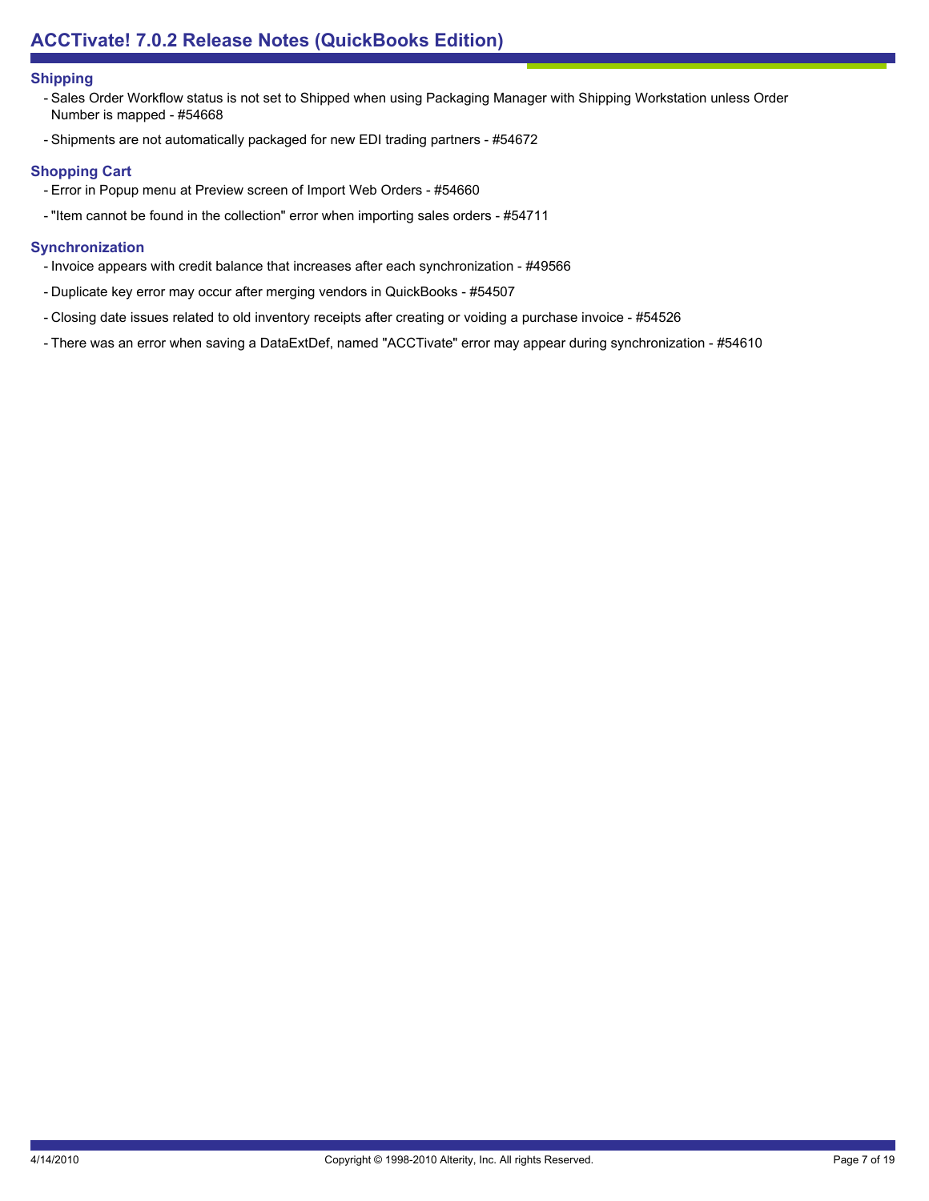## Shipping

- Sales Order Workflow status is not set to Shipped when using Packaging Manager with Shipping Workstation unless Order Number is mapped - #54668
- Shipments are not automatically packaged for new EDI trading partners - #54672

## Shopping Cart

- Error in Popup menu at Preview screen of Import Web Orders - #54660
- "Item cannot be found in the collection" error when importing sales orders - #54711

## Synchronization

- Invoice appears with credit balance that increases after each synchronization - #49566
- Duplicate key error may occur after merging vendors in QuickBooks - #54507
- Closing date issues related to old inventory receipts after creating or voiding a purchase invoice - #54526
- There was an error when saving a DataExtDef, named "ACCTivate" error may appear during synchronization - #54610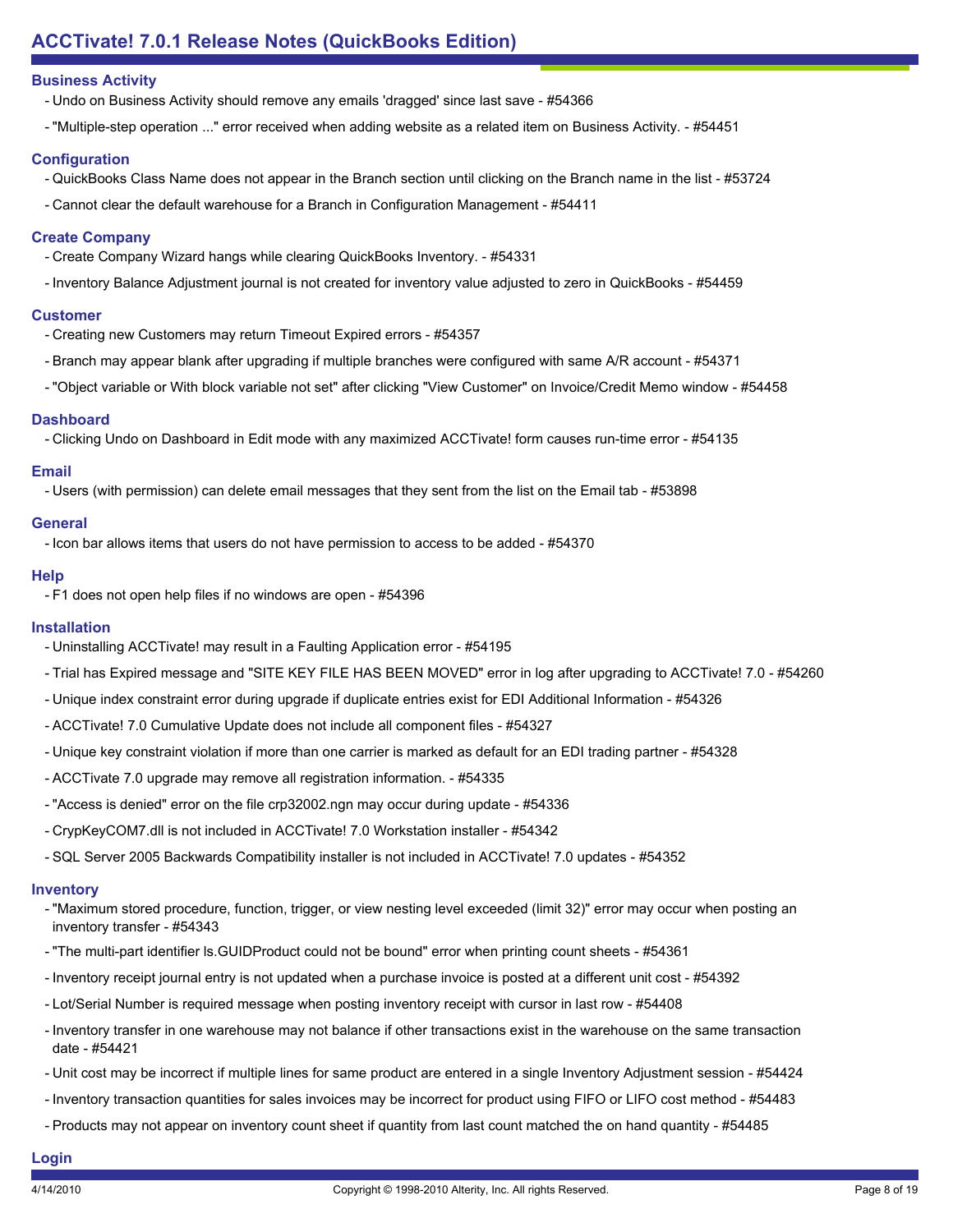## Business Activity

- Undo on Business Activity should remove any emails 'dragged' since last save - #54366
- "Multiple-step operation ..." error received when adding website as a related item on Business Activity. - #54451

## Configuration

- QuickBooks Class Name does not appear in the Branch section until clicking on the Branch name in the list - #53724
- Cannot clear the default warehouse for a Branch in Configuration Management - #54411

## Create Company

- Create Company Wizard hangs while clearing QuickBooks Inventory. - #54331
- Inventory Balance Adjustment journal is not created for inventory value adjusted to zero in QuickBooks - #54459

## Customer

- Creating new Customers may return Timeout Expired errors - #54357
- Branch may appear blank after upgrading if multiple branches were configured with same A/R account - #54371
- "Object variable or With block variable not set" after clicking "View Customer" on Invoice/Credit Memo window - #54458

## Dashboard

- Clicking Undo on Dashboard in Edit mode with any maximized ACCTivate! form causes run-time error - #54135

## Email

- Users (with permission) can delete email messages that they sent from the list on the Email tab - #53898

## General

- Icon bar allows items that users do not have permission to access to be added - #54370

## Help

- F1 does not open help files if no windows are open - #54396

## Installation

- Uninstalling ACCTivate! may result in a Faulting Application error - #54195
- Trial has Expired message and "SITE KEY FILE HAS BEEN MOVED" error in log after upgrading to ACCTivate! 7.0 - #54260
- Unique index constraint error during upgrade if duplicate entries exist for EDI Additional Information - #54326
- ACCTivate! 7.0 Cumulative Update does not include all component files - #54327
- Unique key constraint violation if more than one carrier is marked as default for an EDI trading partner - #54328
- ACCTivate 7.0 upgrade may remove all registration information. - #54335
- "Access is denied" error on the file crp32002.ngn may occur during update - #54336
- CrypKeyCOM7.dll is not included in ACCTivate! 7.0 Workstation installer - #54342
- SQL Server 2005 Backwards Compatibility installer is not included in ACCTivate! 7.0 updates - #54352

## Inventory

- "Maximum stored procedure, function, trigger, or view nesting level exceeded (limit 32)" error may occur when posting an inventory transfer - #54343
- "The multi-part identifier ls.GUIDProduct could not be bound" error when printing count sheets - #54361
- Inventory receipt journal entry is not updated when a purchase invoice is posted at a different unit cost - #54392
- Lot/Serial Number is required message when posting inventory receipt with cursor in last row - #54408
- Inventory transfer in one warehouse may not balance if other transactions exist in the warehouse on the same transaction date - #54421
- Unit cost may be incorrect if multiple lines for same product are entered in a single Inventory Adjustment session - #54424
- Inventory transaction quantities for sales invoices may be incorrect for product using FIFO or LIFO cost method - #54483
- Products may not appear on inventory count sheet if quantity from last count matched the on hand quantity - #54485

## Login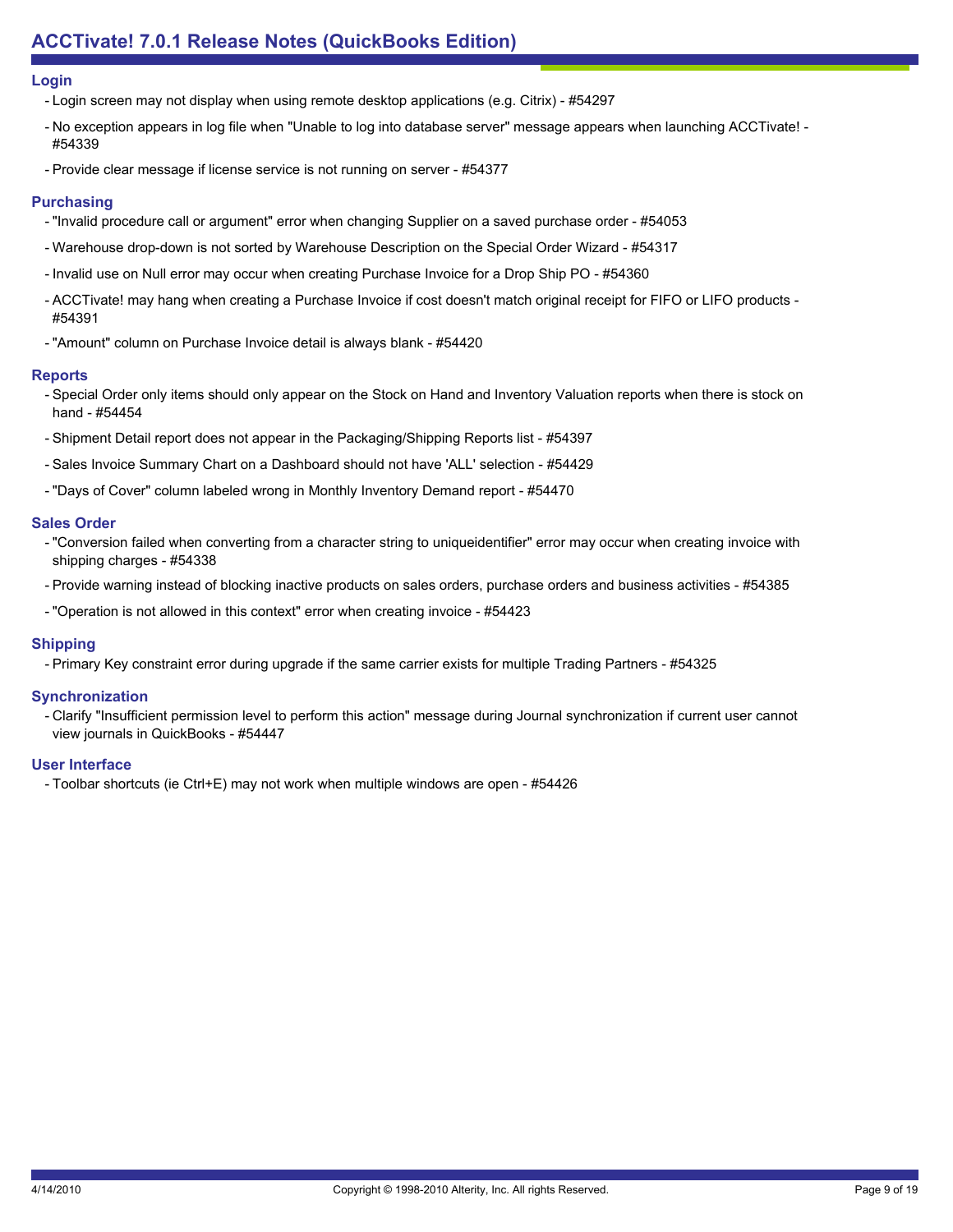# ACCTivate! 7.0.1 Release Notes (QuickBooks Edition)

## Login

- Login screen may not display when using remote desktop applications (e.g. Citrix) - #54297
- No exception appears in log file when "Unable to log into database server" message appears when launching ACCTivate! - #54339
- Provide clear message if license service is not running on server - #54377

## Purchasing

- "Invalid procedure call or argument" error when changing Supplier on a saved purchase order - #54053
- Warehouse drop-down is not sorted by Warehouse Description on the Special Order Wizard - #54317
- Invalid use on Null error may occur when creating Purchase Invoice for a Drop Ship PO - #54360
- ACCTivate! may hang when creating a Purchase Invoice if cost doesn't match original receipt for FIFO or LIFO products - #54391
- "Amount" column on Purchase Invoice detail is always blank - #54420

## Reports

- Special Order only items should only appear on the Stock on Hand and Inventory Valuation reports when there is stock on hand - #54454
- Shipment Detail report does not appear in the Packaging/Shipping Reports list - #54397
- Sales Invoice Summary Chart on a Dashboard should not have 'ALL' selection - #54429
- "Days of Cover" column labeled wrong in Monthly Inventory Demand report - #54470

## Sales Order

- "Conversion failed when converting from a character string to uniqueidentifier" error may occur when creating invoice with shipping charges - #54338
- Provide warning instead of blocking inactive products on sales orders, purchase orders and business activities - #54385
- "Operation is not allowed in this context" error when creating invoice - #54423

## Shipping

- Primary Key constraint error during upgrade if the same carrier exists for multiple Trading Partners - #54325

## Synchronization

- Clarify "Insufficient permission level to perform this action" message during Journal synchronization if current user cannot view journals in QuickBooks - #54447

## User Interface

- Toolbar shortcuts (ie Ctrl+E) may not work when multiple windows are open - #54426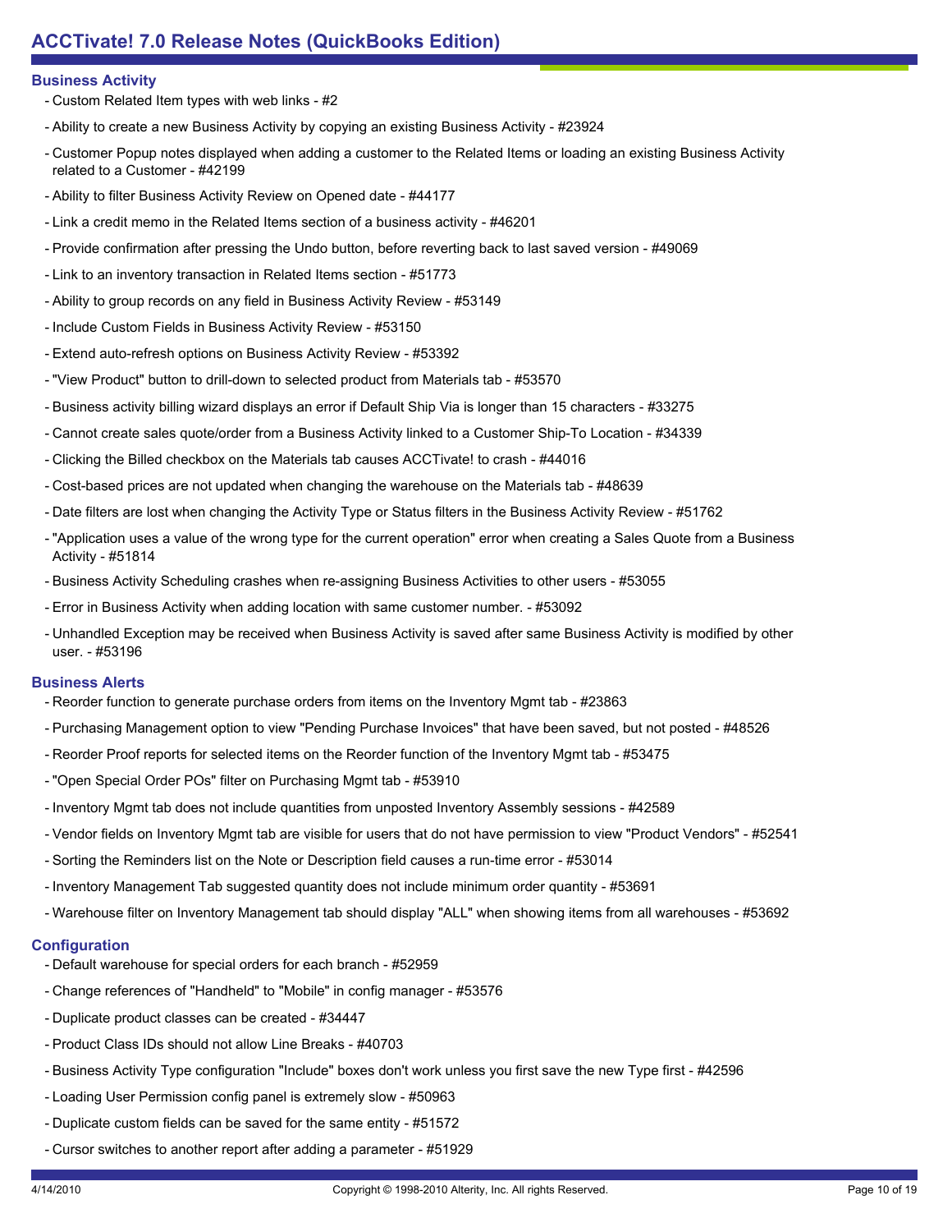## Business Activity

- Custom Related Item types with web links - #2
- Ability to create a new Business Activity by copying an existing Business Activity - #23924
- Customer Popup notes displayed when adding a customer to the Related Items or loading an existing Business Activity related to a Customer - #42199
- Ability to filter Business Activity Review on Opened date - #44177
- Link a credit memo in the Related Items section of a business activity - #46201
- Provide confirmation after pressing the Undo button, before reverting back to last saved version - #49069
- Link to an inventory transaction in Related Items section - #51773
- Ability to group records on any field in Business Activity Review - #53149
- Include Custom Fields in Business Activity Review - #53150
- Extend auto-refresh options on Business Activity Review - #53392
- "View Product" button to drill-down to selected product from Materials tab - #53570
- Business activity billing wizard displays an error if Default Ship Via is longer than 15 characters - #33275
- Cannot create sales quote/order from a Business Activity linked to a Customer Ship-To Location - #34339
- Clicking the Billed checkbox on the Materials tab causes ACCTivate! to crash - #44016
- Cost-based prices are not updated when changing the warehouse on the Materials tab - #48639
- Date filters are lost when changing the Activity Type or Status filters in the Business Activity Review - #51762
- "Application uses a value of the wrong type for the current operation" error when creating a Sales Quote from a Business Activity - #51814
- Business Activity Scheduling crashes when re-assigning Business Activities to other users - #53055
- Error in Business Activity when adding location with same customer number. - #53092
- Unhandled Exception may be received when Business Activity is saved after same Business Activity is modified by other user. - #53196

## Business Alerts

- Reorder function to generate purchase orders from items on the Inventory Mgmt tab - #23863
- Purchasing Management option to view "Pending Purchase Invoices" that have been saved, but not posted - #48526
- Reorder Proof reports for selected items on the Reorder function of the Inventory Mgmt tab - #53475
- "Open Special Order POs" filter on Purchasing Mgmt tab - #53910
- Inventory Mgmt tab does not include quantities from unposted Inventory Assembly sessions - #42589
- Vendor fields on Inventory Mgmt tab are visible for users that do not have permission to view "Product Vendors" - #52541
- Sorting the Reminders list on the Note or Description field causes a run-time error - #53014
- Inventory Management Tab suggested quantity does not include minimum order quantity - #53691
- Warehouse filter on Inventory Management tab should display "ALL" when showing items from all warehouses - #53692

## Configuration

- Default warehouse for special orders for each branch - #52959
- Change references of "Handheld" to "Mobile" in config manager - #53576
- Duplicate product classes can be created - #34447
- Product Class IDs should not allow Line Breaks - #40703
- Business Activity Type configuration "Include" boxes don't work unless you first save the new Type first - #42596
- Loading User Permission config panel is extremely slow - #50963
- Duplicate custom fields can be saved for the same entity - #51572
- Cursor switches to another report after adding a parameter - #51929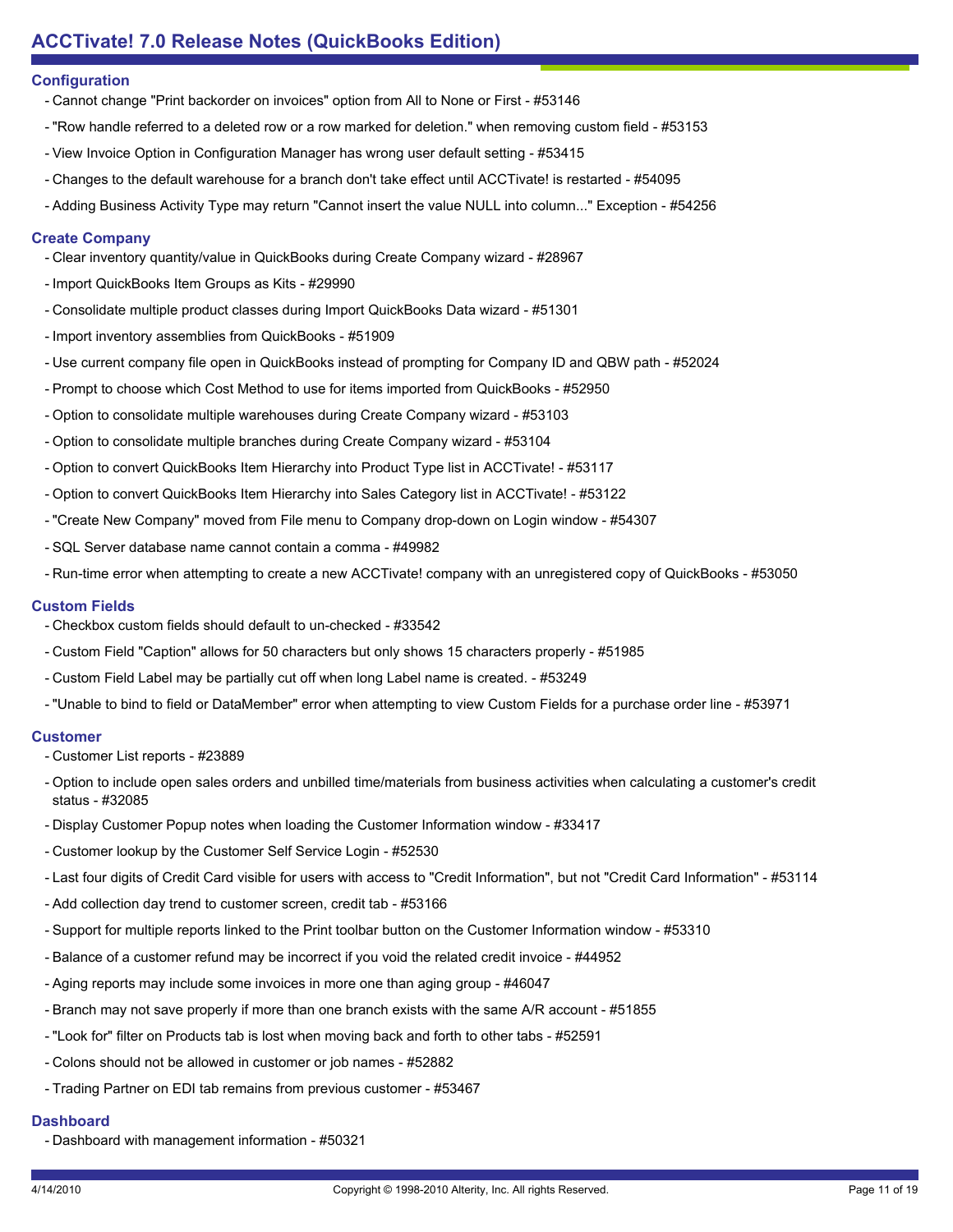# ACCTivate! 7.0 Release Notes (QuickBooks Edition)

## Configuration

- Cannot change "Print backorder on invoices" option from All to None or First - #53146
- "Row handle referred to a deleted row or a row marked for deletion." when removing custom field - #53153
- View Invoice Option in Configuration Manager has wrong user default setting - #53415
- Changes to the default warehouse for a branch don't take effect until ACCTivate! is restarted - #54095
- Adding Business Activity Type may return "Cannot insert the value NULL into column..." Exception - #54256

## Create Company

- Clear inventory quantity/value in QuickBooks during Create Company wizard - #28967
- Import QuickBooks Item Groups as Kits - #29990
- Consolidate multiple product classes during Import QuickBooks Data wizard - #51301
- Import inventory assemblies from QuickBooks - #51909
- Use current company file open in QuickBooks instead of prompting for Company ID and QBW path - #52024
- Prompt to choose which Cost Method to use for items imported from QuickBooks - #52950
- Option to consolidate multiple warehouses during Create Company wizard - #53103
- Option to consolidate multiple branches during Create Company wizard - #53104
- Option to convert QuickBooks Item Hierarchy into Product Type list in ACCTivate! - #53117
- Option to convert QuickBooks Item Hierarchy into Sales Category list in ACCTivate! - #53122
- "Create New Company" moved from File menu to Company drop-down on Login window - #54307
- SQL Server database name cannot contain a comma - #49982
- Run-time error when attempting to create a new ACCTivate! company with an unregistered copy of QuickBooks - #53050

## Custom Fields

- Checkbox custom fields should default to un-checked - #33542
- Custom Field "Caption" allows for 50 characters but only shows 15 characters properly - #51985
- Custom Field Label may be partially cut off when long Label name is created. - #53249
- "Unable to bind to field or DataMember" error when attempting to view Custom Fields for a purchase order line - #53971

## Customer

- Customer List reports - #23889
- Option to include open sales orders and unbilled time/materials from business activities when calculating a customer's credit status - #32085
- Display Customer Popup notes when loading the Customer Information window - #33417
- Customer lookup by the Customer Self Service Login - #52530
- Last four digits of Credit Card visible for users with access to "Credit Information", but not "Credit Card Information" - #53114
- Add collection day trend to customer screen, credit tab - #53166
- Support for multiple reports linked to the Print toolbar button on the Customer Information window - #53310
- Balance of a customer refund may be incorrect if you void the related credit invoice - #44952
- Aging reports may include some invoices in more one than aging group - #46047
- Branch may not save properly if more than one branch exists with the same A/R account - #51855
- "Look for" filter on Products tab is lost when moving back and forth to other tabs - #52591
- Colons should not be allowed in customer or job names - #52882
- Trading Partner on EDI tab remains from previous customer - #53467

## Dashboard

- Dashboard with management information - #50321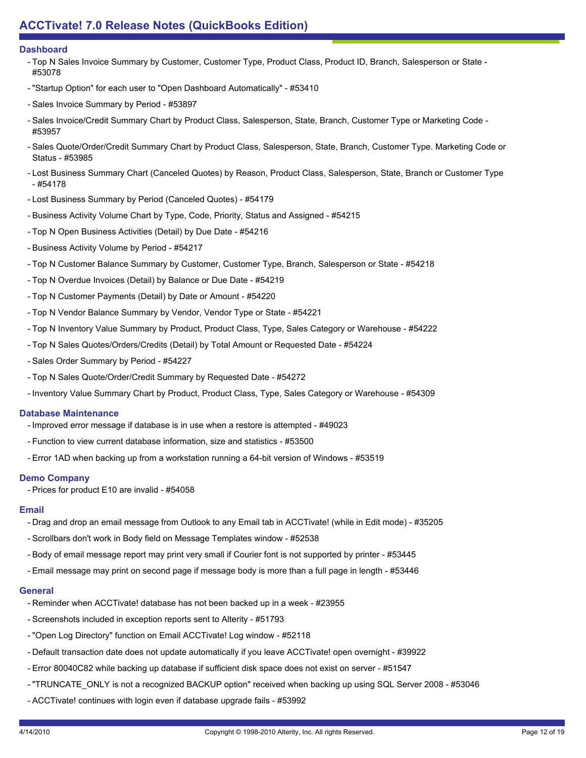# ACCTivate! 7.0 Release Notes (QuickBooks Edition)

## Dashboard

- Top N Sales Invoice Summary by Customer, Customer Type, Product Class, Product ID, Branch, Salesperson or State - #53078
- "Startup Option" for each user to "Open Dashboard Automatically" - #53410
- Sales Invoice Summary by Period - #53897
- Sales Invoice/Credit Summary Chart by Product Class, Salesperson, State, Branch, Customer Type or Marketing Code - #53957
- Sales Quote/Order/Credit Summary Chart by Product Class, Salesperson, State, Branch, Customer Type. Marketing Code or Status - #53985
- Lost Business Summary Chart (Canceled Quotes) by Reason, Product Class, Salesperson, State, Branch or Customer Type - #54178
- Lost Business Summary by Period (Canceled Quotes) - #54179
- Business Activity Volume Chart by Type, Code, Priority, Status and Assigned - #54215
- Top N Open Business Activities (Detail) by Due Date - #54216
- Business Activity Volume by Period - #54217
- Top N Customer Balance Summary by Customer, Customer Type, Branch, Salesperson or State - #54218
- Top N Overdue Invoices (Detail) by Balance or Due Date - #54219
- Top N Customer Payments (Detail) by Date or Amount - #54220
- Top N Vendor Balance Summary by Vendor, Vendor Type or State - #54221
- Top N Inventory Value Summary by Product, Product Class, Type, Sales Category or Warehouse - #54222
- Top N Sales Quotes/Orders/Credits (Detail) by Total Amount or Requested Date - #54224
- Sales Order Summary by Period - #54227
- Top N Sales Quote/Order/Credit Summary by Requested Date - #54272
- Inventory Value Summary Chart by Product, Product Class, Type, Sales Category or Warehouse - #54309

## Database Maintenance

- Improved error message if database is in use when a restore is attempted - #49023
- Function to view current database information, size and statistics - #53500
- Error 1AD when backing up from a workstation running a 64-bit version of Windows - #53519

## Demo Company

- Prices for product E10 are invalid - #54058

## Email

- Drag and drop an email message from Outlook to any Email tab in ACCTivate! (while in Edit mode) - #35205
- Scrollbars don't work in Body field on Message Templates window - #52538
- Body of email message report may print very small if Courier font is not supported by printer - #53445
- Email message may print on second page if message body is more than a full page in length - #53446

## General

- Reminder when ACCTivate! database has not been backed up in a week - #23955
- Screenshots included in exception reports sent to Alterity - #51793
- "Open Log Directory" function on Email ACCTivate! Log window - #52118
- Default transaction date does not update automatically if you leave ACCTivate! open overnight - #39922
- Error 80040C82 while backing up database if sufficient disk space does not exist on server - #51547
- "TRUNCATE_ONLY is not a recognized BACKUP option" received when backing up using SQL Server 2008 - #53046
- ACCTivate! continues with login even if database upgrade fails - #53992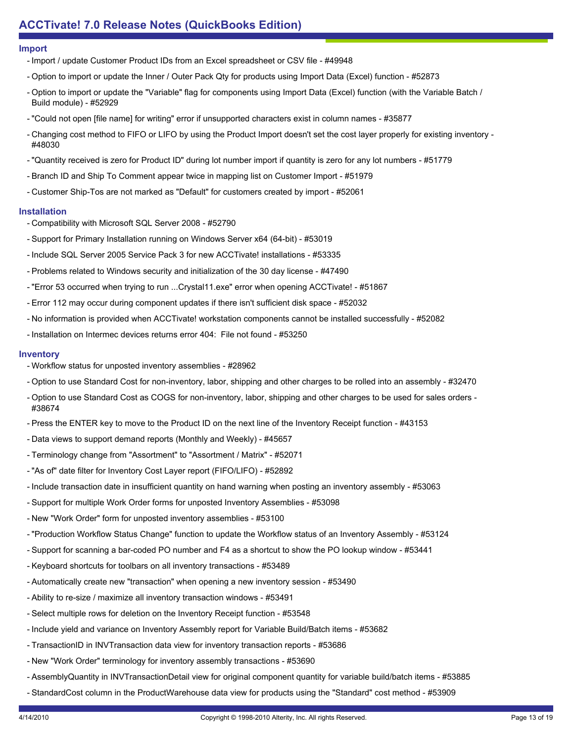## Import

- Import / update Customer Product IDs from an Excel spreadsheet or CSV file - #49948
- Option to import or update the Inner / Outer Pack Qty for products using Import Data (Excel) function - #52873
- Option to import or update the "Variable" flag for components using Import Data (Excel) function (with the Variable Batch / Build module) - #52929
- "Could not open [file name] for writing" error if unsupported characters exist in column names - #35877
- Changing cost method to FIFO or LIFO by using the Product Import doesn't set the cost layer properly for existing inventory - #48030
- "Quantity received is zero for Product ID" during lot number import if quantity is zero for any lot numbers - #51779
- Branch ID and Ship To Comment appear twice in mapping list on Customer Import - #51979
- Customer Ship-Tos are not marked as "Default" for customers created by import - #52061

## Installation

- Compatibility with Microsoft SQL Server 2008 - #52790
- Support for Primary Installation running on Windows Server x64 (64-bit) - #53019
- Include SQL Server 2005 Service Pack 3 for new ACCTivate! installations - #53335
- Problems related to Windows security and initialization of the 30 day license - #47490
- "Error 53 occurred when trying to run ...Crystal11.exe" error when opening ACCTivate! - #51867
- Error 112 may occur during component updates if there isn't sufficient disk space - #52032
- No information is provided when ACCTivate! workstation components cannot be installed successfully - #52082
- Installation on Intermec devices returns error 404: File not found - #53250

## Inventory

- Workflow status for unposted inventory assemblies - #28962
- Option to use Standard Cost for non-inventory, labor, shipping and other charges to be rolled into an assembly - #32470
- Option to use Standard Cost as COGS for non-inventory, labor, shipping and other charges to be used for sales orders - #38674
- Press the ENTER key to move to the Product ID on the next line of the Inventory Receipt function - #43153
- Data views to support demand reports (Monthly and Weekly) - #45657
- Terminology change from "Assortment" to "Assortment / Matrix" - #52071
- "As of" date filter for Inventory Cost Layer report (FIFO/LIFO) - #52892
- Include transaction date in insufficient quantity on hand warning when posting an inventory assembly - #53063
- Support for multiple Work Order forms for unposted Inventory Assemblies - #53098
- New "Work Order" form for unposted inventory assemblies - #53100
- "Production Workflow Status Change" function to update the Workflow status of an Inventory Assembly - #53124
- Support for scanning a bar-coded PO number and F4 as a shortcut to show the PO lookup window - #53441
- Keyboard shortcuts for toolbars on all inventory transactions - #53489
- Automatically create new "transaction" when opening a new inventory session - #53490
- Ability to re-size / maximize all inventory transaction windows - #53491
- Select multiple rows for deletion on the Inventory Receipt function - #53548
- Include yield and variance on Inventory Assembly report for Variable Build/Batch items - #53682
- TransactionID in INVTransaction data view for inventory transaction reports - #53686
- New "Work Order" terminology for inventory assembly transactions - #53690
- AssemblyQuantity in INVTransactionDetail view for original component quantity for variable build/batch items - #53885
- StandardCost column in the ProductWarehouse data view for products using the "Standard" cost method - #53909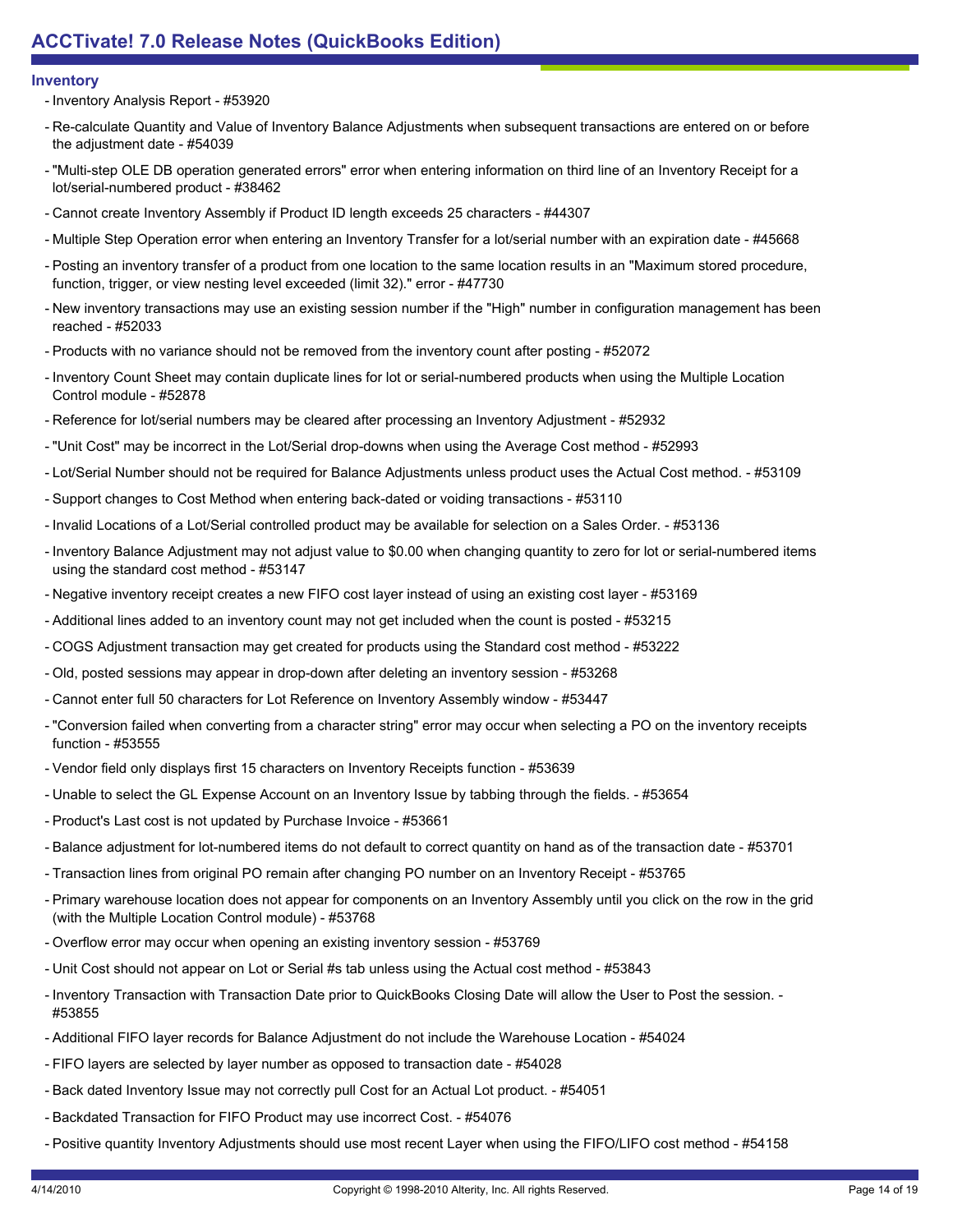### Inventory

- Inventory Analysis Report - #53920
- Re-calculate Quantity and Value of Inventory Balance Adjustments when subsequent transactions are entered on or before the adjustment date - #54039
- "Multi-step OLE DB operation generated errors" error when entering information on third line of an Inventory Receipt for a lot/serial-numbered product - #38462
- Cannot create Inventory Assembly if Product ID length exceeds 25 characters - #44307
- Multiple Step Operation error when entering an Inventory Transfer for a lot/serial number with an expiration date - #45668
- Posting an inventory transfer of a product from one location to the same location results in an "Maximum stored procedure, function, trigger, or view nesting level exceeded (limit 32)." error - #47730
- New inventory transactions may use an existing session number if the "High" number in configuration management has been reached - #52033
- Products with no variance should not be removed from the inventory count after posting - #52072
- Inventory Count Sheet may contain duplicate lines for lot or serial-numbered products when using the Multiple Location Control module - #52878
- Reference for lot/serial numbers may be cleared after processing an Inventory Adjustment - #52932
- "Unit Cost" may be incorrect in the Lot/Serial drop-downs when using the Average Cost method - #52993
- Lot/Serial Number should not be required for Balance Adjustments unless product uses the Actual Cost method. - #53109
- Support changes to Cost Method when entering back-dated or voiding transactions - #53110
- Invalid Locations of a Lot/Serial controlled product may be available for selection on a Sales Order. - #53136
- Inventory Balance Adjustment may not adjust value to $0.00 when changing quantity to zero for lot or serial-numbered items using the standard cost method - #53147
- Negative inventory receipt creates a new FIFO cost layer instead of using an existing cost layer - #53169
- Additional lines added to an inventory count may not get included when the count is posted - #53215
- COGS Adjustment transaction may get created for products using the Standard cost method - #53222
- Old, posted sessions may appear in drop-down after deleting an inventory session - #53268
- Cannot enter full 50 characters for Lot Reference on Inventory Assembly window - #53447
- "Conversion failed when converting from a character string" error may occur when selecting a PO on the inventory receipts function - #53555
- Vendor field only displays first 15 characters on Inventory Receipts function - #53639
- Unable to select the GL Expense Account on an Inventory Issue by tabbing through the fields. - #53654
- Product's Last cost is not updated by Purchase Invoice - #53661
- Balance adjustment for lot-numbered items do not default to correct quantity on hand as of the transaction date - #53701
- Transaction lines from original PO remain after changing PO number on an Inventory Receipt - #53765
- Primary warehouse location does not appear for components on an Inventory Assembly until you click on the row in the grid (with the Multiple Location Control module) - #53768
- Overflow error may occur when opening an existing inventory session - #53769
- Unit Cost should not appear on Lot or Serial #s tab unless using the Actual cost method - #53843
- Inventory Transaction with Transaction Date prior to QuickBooks Closing Date will allow the User to Post the session. - #53855
- Additional FIFO layer records for Balance Adjustment do not include the Warehouse Location - #54024
- FIFO layers are selected by layer number as opposed to transaction date - #54028
- Back dated Inventory Issue may not correctly pull Cost for an Actual Lot product. - #54051
- Backdated Transaction for FIFO Product may use incorrect Cost. - #54076
- Positive quantity Inventory Adjustments should use most recent Layer when using the FIFO/LIFO cost method - #54158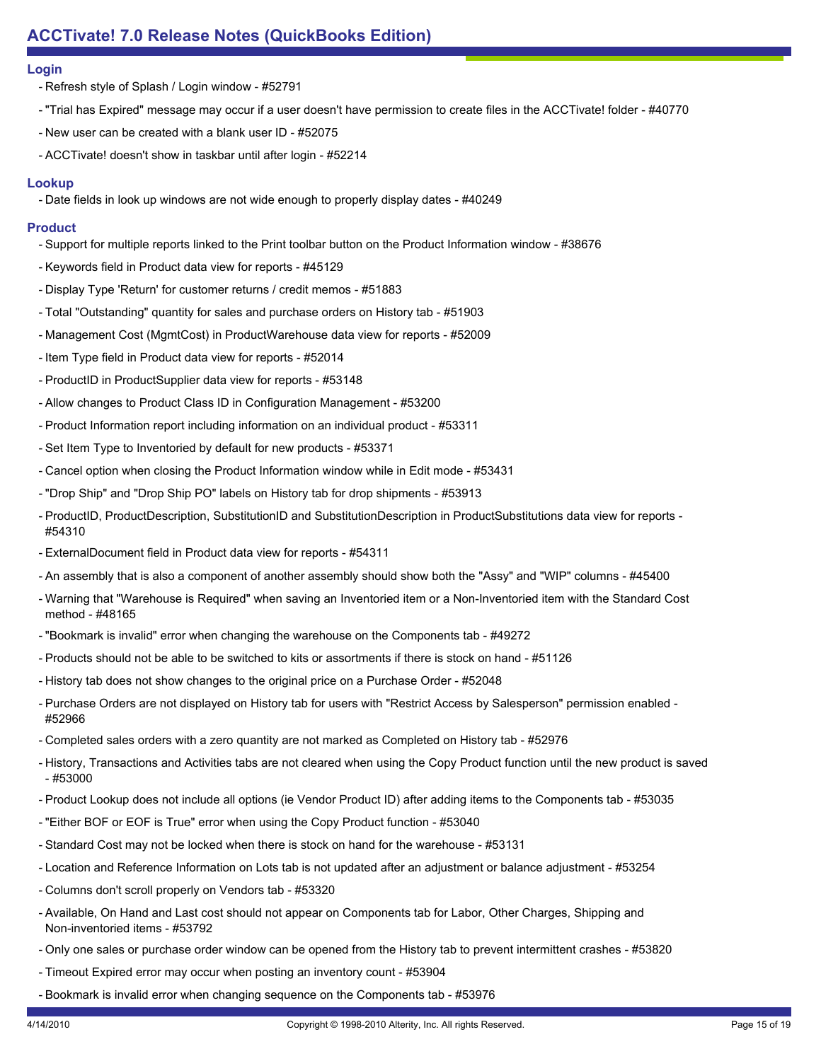### Login

- Refresh style of Splash / Login window - #52791
- "Trial has Expired" message may occur if a user doesn't have permission to create files in the ACCTivate! folder - #40770
- New user can be created with a blank user ID - #52075
- ACCTivate! doesn't show in taskbar until after login - #52214

### Lookup

- Date fields in look up windows are not wide enough to properly display dates - #40249

### Product

- Support for multiple reports linked to the Print toolbar button on the Product Information window - #38676
- Keywords field in Product data view for reports - #45129
- Display Type 'Return' for customer returns / credit memos - #51883
- Total "Outstanding" quantity for sales and purchase orders on History tab - #51903
- Management Cost (MgmtCost) in ProductWarehouse data view for reports - #52009
- Item Type field in Product data view for reports - #52014
- ProductID in ProductSupplier data view for reports - #53148
- Allow changes to Product Class ID in Configuration Management - #53200
- Product Information report including information on an individual product - #53311
- Set Item Type to Inventoried by default for new products - #53371
- Cancel option when closing the Product Information window while in Edit mode - #53431
- "Drop Ship" and "Drop Ship PO" labels on History tab for drop shipments - #53913
- ProductID, ProductDescription, SubstitutionID and SubstitutionDescription in ProductSubstitutions data view for reports - #54310
- ExternalDocument field in Product data view for reports - #54311
- An assembly that is also a component of another assembly should show both the "Assy" and "WIP" columns - #45400
- Warning that "Warehouse is Required" when saving an Inventoried item or a Non-Inventoried item with the Standard Cost method - #48165
- "Bookmark is invalid" error when changing the warehouse on the Components tab - #49272
- Products should not be able to be switched to kits or assortments if there is stock on hand - #51126
- History tab does not show changes to the original price on a Purchase Order - #52048
- Purchase Orders are not displayed on History tab for users with "Restrict Access by Salesperson" permission enabled - #52966
- Completed sales orders with a zero quantity are not marked as Completed on History tab - #52976
- History, Transactions and Activities tabs are not cleared when using the Copy Product function until the new product is saved - #53000
- Product Lookup does not include all options (ie Vendor Product ID) after adding items to the Components tab - #53035
- "Either BOF or EOF is True" error when using the Copy Product function - #53040
- Standard Cost may not be locked when there is stock on hand for the warehouse - #53131
- Location and Reference Information on Lots tab is not updated after an adjustment or balance adjustment - #53254
- Columns don't scroll properly on Vendors tab - #53320
- Available, On Hand and Last cost should not appear on Components tab for Labor, Other Charges, Shipping and Non-inventoried items - #53792
- Only one sales or purchase order window can be opened from the History tab to prevent intermittent crashes - #53820
- Timeout Expired error may occur when posting an inventory count - #53904
- Bookmark is invalid error when changing sequence on the Components tab - #53976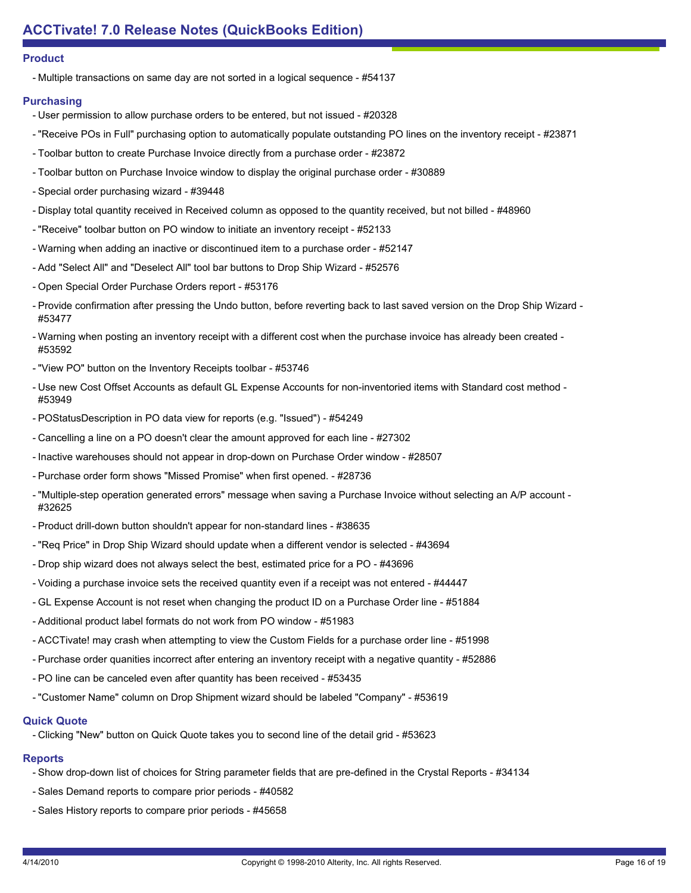## Product

- Multiple transactions on same day are not sorted in a logical sequence - #54137

## Purchasing

- User permission to allow purchase orders to be entered, but not issued - #20328
- "Receive POs in Full" purchasing option to automatically populate outstanding PO lines on the inventory receipt - #23871
- Toolbar button to create Purchase Invoice directly from a purchase order - #23872
- Toolbar button on Purchase Invoice window to display the original purchase order - #30889
- Special order purchasing wizard - #39448
- Display total quantity received in Received column as opposed to the quantity received, but not billed - #48960
- "Receive" toolbar button on PO window to initiate an inventory receipt - #52133
- Warning when adding an inactive or discontinued item to a purchase order - #52147
- Add "Select All" and "Deselect All" tool bar buttons to Drop Ship Wizard - #52576
- Open Special Order Purchase Orders report - #53176
- Provide confirmation after pressing the Undo button, before reverting back to last saved version on the Drop Ship Wizard - #53477
- Warning when posting an inventory receipt with a different cost when the purchase invoice has already been created - #53592
- "View PO" button on the Inventory Receipts toolbar - #53746
- Use new Cost Offset Accounts as default GL Expense Accounts for non-inventoried items with Standard cost method - #53949
- POStatusDescription in PO data view for reports (e.g. "Issued") - #54249
- Cancelling a line on a PO doesn't clear the amount approved for each line - #27302
- Inactive warehouses should not appear in drop-down on Purchase Order window - #28507
- Purchase order form shows "Missed Promise" when first opened. - #28736
- "Multiple-step operation generated errors" message when saving a Purchase Invoice without selecting an A/P account - #32625
- Product drill-down button shouldn't appear for non-standard lines - #38635
- "Req Price" in Drop Ship Wizard should update when a different vendor is selected - #43694
- Drop ship wizard does not always select the best, estimated price for a PO - #43696
- Voiding a purchase invoice sets the received quantity even if a receipt was not entered - #44447
- GL Expense Account is not reset when changing the product ID on a Purchase Order line - #51884
- Additional product label formats do not work from PO window - #51983
- ACCTivate! may crash when attempting to view the Custom Fields for a purchase order line - #51998
- Purchase order quanities incorrect after entering an inventory receipt with a negative quantity - #52886
- PO line can be canceled even after quantity has been received - #53435
- "Customer Name" column on Drop Shipment wizard should be labeled "Company" - #53619

## Quick Quote

- Clicking "New" button on Quick Quote takes you to second line of the detail grid - #53623

## Reports

- Show drop-down list of choices for String parameter fields that are pre-defined in the Crystal Reports - #34134
- Sales Demand reports to compare prior periods - #40582
- Sales History reports to compare prior periods - #45658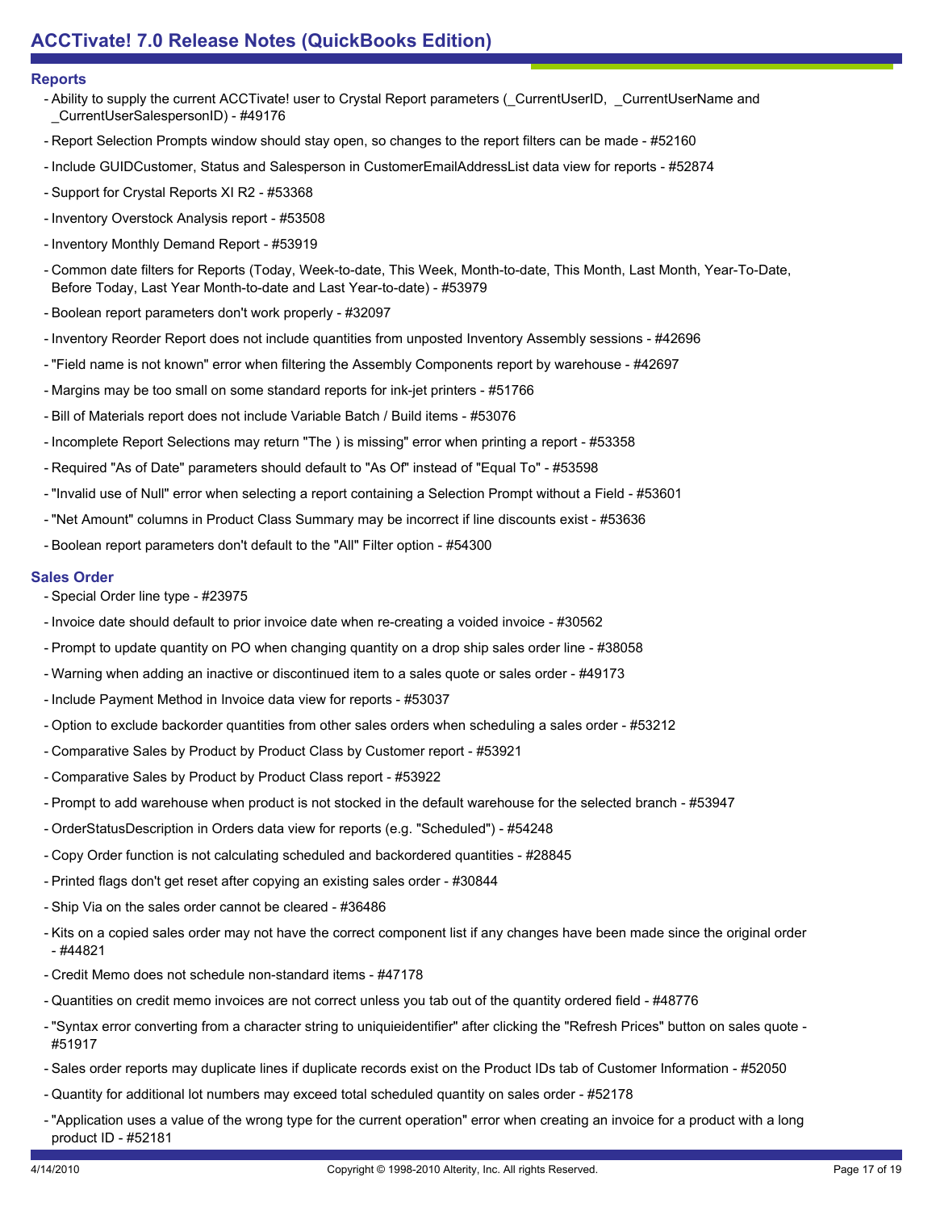## Reports

- Ability to supply the current ACCTivate! user to Crystal Report parameters (_CurrentUserID, _CurrentUserName and _CurrentUserSalespersonID) - #49176
- Report Selection Prompts window should stay open, so changes to the report filters can be made - #52160
- Include GUIDCustomer, Status and Salesperson in CustomerEmailAddressList data view for reports - #52874
- Support for Crystal Reports XI R2 - #53368
- Inventory Overstock Analysis report - #53508
- Inventory Monthly Demand Report - #53919
- Common date filters for Reports (Today, Week-to-date, This Week, Month-to-date, This Month, Last Month, Year-To-Date, Before Today, Last Year Month-to-date and Last Year-to-date) - #53979
- Boolean report parameters don't work properly - #32097
- Inventory Reorder Report does not include quantities from unposted Inventory Assembly sessions - #42696
- "Field name is not known" error when filtering the Assembly Components report by warehouse - #42697
- Margins may be too small on some standard reports for ink-jet printers - #51766
- Bill of Materials report does not include Variable Batch / Build items - #53076
- Incomplete Report Selections may return "The ) is missing" error when printing a report - #53358
- Required "As of Date" parameters should default to "As Of" instead of "Equal To" - #53598
- "Invalid use of Null" error when selecting a report containing a Selection Prompt without a Field - #53601
- "Net Amount" columns in Product Class Summary may be incorrect if line discounts exist - #53636
- Boolean report parameters don't default to the "All" Filter option - #54300

## Sales Order

- Special Order line type - #23975
- Invoice date should default to prior invoice date when re-creating a voided invoice - #30562
- Prompt to update quantity on PO when changing quantity on a drop ship sales order line - #38058
- Warning when adding an inactive or discontinued item to a sales quote or sales order - #49173
- Include Payment Method in Invoice data view for reports - #53037
- Option to exclude backorder quantities from other sales orders when scheduling a sales order - #53212
- Comparative Sales by Product by Product Class by Customer report - #53921
- Comparative Sales by Product by Product Class report - #53922
- Prompt to add warehouse when product is not stocked in the default warehouse for the selected branch - #53947
- OrderStatusDescription in Orders data view for reports (e.g. "Scheduled") - #54248
- Copy Order function is not calculating scheduled and backordered quantities - #28845
- Printed flags don't get reset after copying an existing sales order - #30844
- Ship Via on the sales order cannot be cleared - #36486
- Kits on a copied sales order may not have the correct component list if any changes have been made since the original order - #44821
- Credit Memo does not schedule non-standard items - #47178
- Quantities on credit memo invoices are not correct unless you tab out of the quantity ordered field - #48776
- "Syntax error converting from a character string to uniquieidentifier" after clicking the "Refresh Prices" button on sales quote - #51917
- Sales order reports may duplicate lines if duplicate records exist on the Product IDs tab of Customer Information - #52050
- Quantity for additional lot numbers may exceed total scheduled quantity on sales order - #52178
- "Application uses a value of the wrong type for the current operation" error when creating an invoice for a product with a long product ID - #52181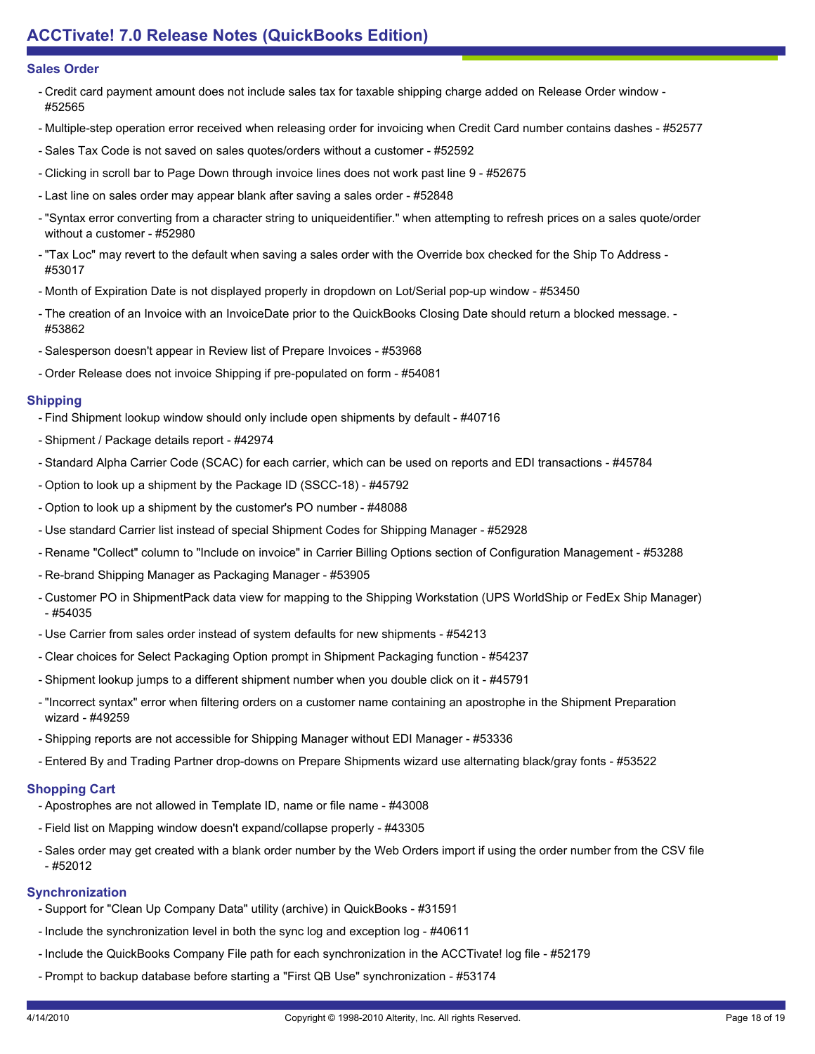## Sales Order

- Credit card payment amount does not include sales tax for taxable shipping charge added on Release Order window - #52565
- Multiple-step operation error received when releasing order for invoicing when Credit Card number contains dashes - #52577
- Sales Tax Code is not saved on sales quotes/orders without a customer - #52592
- Clicking in scroll bar to Page Down through invoice lines does not work past line 9 - #52675
- Last line on sales order may appear blank after saving a sales order - #52848
- "Syntax error converting from a character string to uniqueidentifier." when attempting to refresh prices on a sales quote/order without a customer - #52980
- "Tax Loc" may revert to the default when saving a sales order with the Override box checked for the Ship To Address - #53017
- Month of Expiration Date is not displayed properly in dropdown on Lot/Serial pop-up window - #53450
- The creation of an Invoice with an InvoiceDate prior to the QuickBooks Closing Date should return a blocked message. - #53862
- Salesperson doesn't appear in Review list of Prepare Invoices - #53968
- Order Release does not invoice Shipping if pre-populated on form - #54081

## Shipping

- Find Shipment lookup window should only include open shipments by default - #40716
- Shipment / Package details report - #42974
- Standard Alpha Carrier Code (SCAC) for each carrier, which can be used on reports and EDI transactions - #45784
- Option to look up a shipment by the Package ID (SSCC-18) - #45792
- Option to look up a shipment by the customer's PO number - #48088
- Use standard Carrier list instead of special Shipment Codes for Shipping Manager - #52928
- Rename "Collect" column to "Include on invoice" in Carrier Billing Options section of Configuration Management - #53288
- Re-brand Shipping Manager as Packaging Manager - #53905
- Customer PO in ShipmentPack data view for mapping to the Shipping Workstation (UPS WorldShip or FedEx Ship Manager) - #54035
- Use Carrier from sales order instead of system defaults for new shipments - #54213
- Clear choices for Select Packaging Option prompt in Shipment Packaging function - #54237
- Shipment lookup jumps to a different shipment number when you double click on it - #45791
- "Incorrect syntax" error when filtering orders on a customer name containing an apostrophe in the Shipment Preparation wizard - #49259
- Shipping reports are not accessible for Shipping Manager without EDI Manager - #53336
- Entered By and Trading Partner drop-downs on Prepare Shipments wizard use alternating black/gray fonts - #53522

## Shopping Cart

- Apostrophes are not allowed in Template ID, name or file name - #43008
- Field list on Mapping window doesn't expand/collapse properly - #43305
- Sales order may get created with a blank order number by the Web Orders import if using the order number from the CSV file - #52012

## Synchronization

- Support for "Clean Up Company Data" utility (archive) in QuickBooks - #31591
- Include the synchronization level in both the sync log and exception log - #40611
- Include the QuickBooks Company File path for each synchronization in the ACCTivate! log file - #52179
- Prompt to backup database before starting a "First QB Use" synchronization - #53174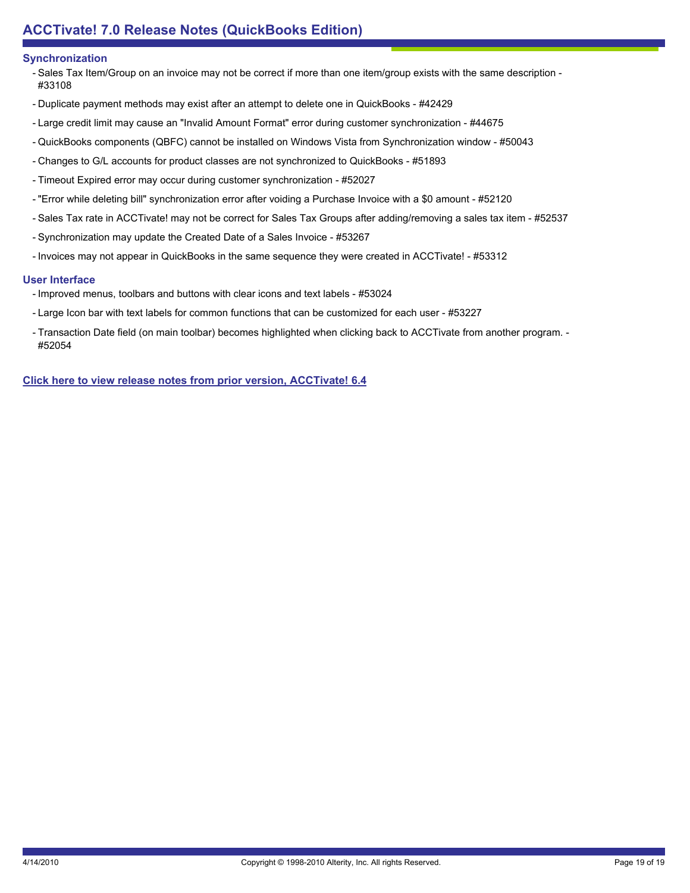### Synchronization

- Sales Tax Item/Group on an invoice may not be correct if more than one item/group exists with the same description - #33108
- Duplicate payment methods may exist after an attempt to delete one in QuickBooks - #42429
- Large credit limit may cause an "Invalid Amount Format" error during customer synchronization - #44675
- QuickBooks components (QBFC) cannot be installed on Windows Vista from Synchronization window - #50043
- Changes to G/L accounts for product classes are not synchronized to QuickBooks - #51893
- Timeout Expired error may occur during customer synchronization - #52027
- "Error while deleting bill" synchronization error after voiding a Purchase Invoice with a $0 amount - #52120
- Sales Tax rate in ACCTivate! may not be correct for Sales Tax Groups after adding/removing a sales tax item - #52537
- Synchronization may update the Created Date of a Sales Invoice - #53267
- Invoices may not appear in QuickBooks in the same sequence they were created in ACCTivate! - #53312

### User Interface

- Improved menus, toolbars and buttons with clear icons and text labels - #53024
- Large Icon bar with text labels for common functions that can be customized for each user - #53227
- Transaction Date field (on main toolbar) becomes highlighted when clicking back to ACCTivate from another program. - #52054

**Click here to view release notes from prior version, ACCTivate! 6.4**